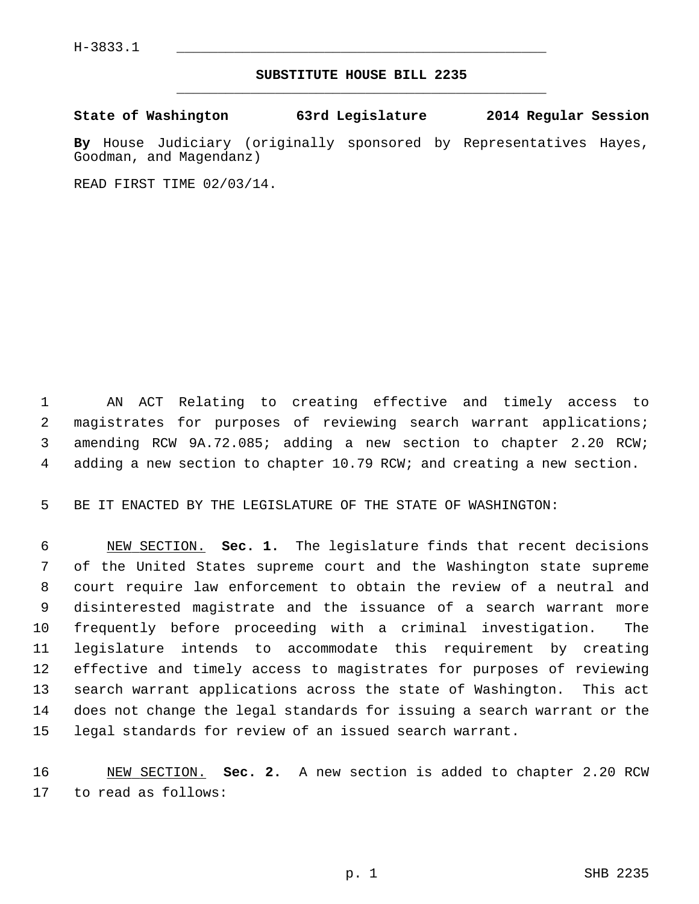H-3833.1

**SUBSTITUTE HOUSE BILL 2235**

**State of Washington 63rd Legislature 2014 Regular Session**

**By** House Judiciary (originally sponsored by Representatives Hayes, Goodman, and Magendanz)

READ FIRST TIME 02/03/14.

AN ACT Relating to creating effective and timely access to magistrates for purposes of reviewing search warrant applications; amending RCW 9A.72.085; adding a new section to chapter 2.20 RCW; adding a new section to chapter 10.79 RCW; and creating a new section.

BE IT ENACTED BY THE LEGISLATURE OF THE STATE OF WASHINGTON:

NEW SECTION. **Sec. 1.** The legislature finds that recent decisions of the United States supreme court and the Washington state supreme court require law enforcement to obtain the review of a neutral and disinterested magistrate and the issuance of a search warrant more frequently before proceeding with a criminal investigation. The legislature intends to accommodate this requirement by creating effective and timely access to magistrates for purposes of reviewing search warrant applications across the state of Washington. This act does not change the legal standards for issuing a search warrant or the legal standards for review of an issued search warrant.

NEW SECTION. **Sec. 2.** A new section is added to chapter 2.20 RCW to read as follows: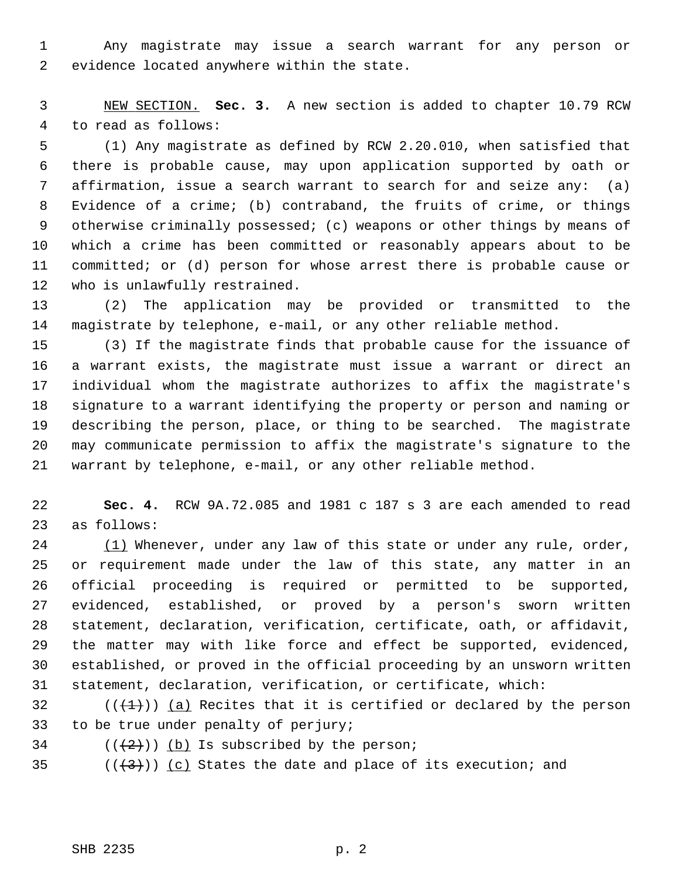Any magistrate may issue a search warrant for any person or evidence located anywhere within the state.

NEW SECTION. **Sec. 3.** A new section is added to chapter 10.79 RCW to read as follows:

(1) Any magistrate as defined by RCW 2.20.010, when satisfied that there is probable cause, may upon application supported by oath or affirmation, issue a search warrant to search for and seize any: (a) Evidence of a crime; (b) contraband, the fruits of crime, or things otherwise criminally possessed; (c) weapons or other things by means of which a crime has been committed or reasonably appears about to be committed; or (d) person for whose arrest there is probable cause or who is unlawfully restrained.

(2) The application may be provided or transmitted to the magistrate by telephone, e-mail, or any other reliable method.

(3) If the magistrate finds that probable cause for the issuance of a warrant exists, the magistrate must issue a warrant or direct an individual whom the magistrate authorizes to affix the magistrate's signature to a warrant identifying the property or person and naming or describing the person, place, or thing to be searched. The magistrate may communicate permission to affix the magistrate's signature to the warrant by telephone, e-mail, or any other reliable method.

**Sec. 4.** RCW 9A.72.085 and 1981 c 187 s 3 are each amended to read as follows:

(1) Whenever, under any law of this state or under any rule, order, or requirement made under the law of this state, any matter in an official proceeding is required or permitted to be supported, evidenced, established, or proved by a person's sworn written statement, declaration, verification, certificate, oath, or affidavit, the matter may with like force and effect be supported, evidenced, established, or proved in the official proceeding by an unsworn written statement, declaration, verification, or certificate, which:

((~~(1)~~)) (a) Recites that it is certified or declared by the person to be true under penalty of perjury;

((~~(2)~~)) (b) Is subscribed by the person;

((~~(3)~~)) (c) States the date and place of its execution; and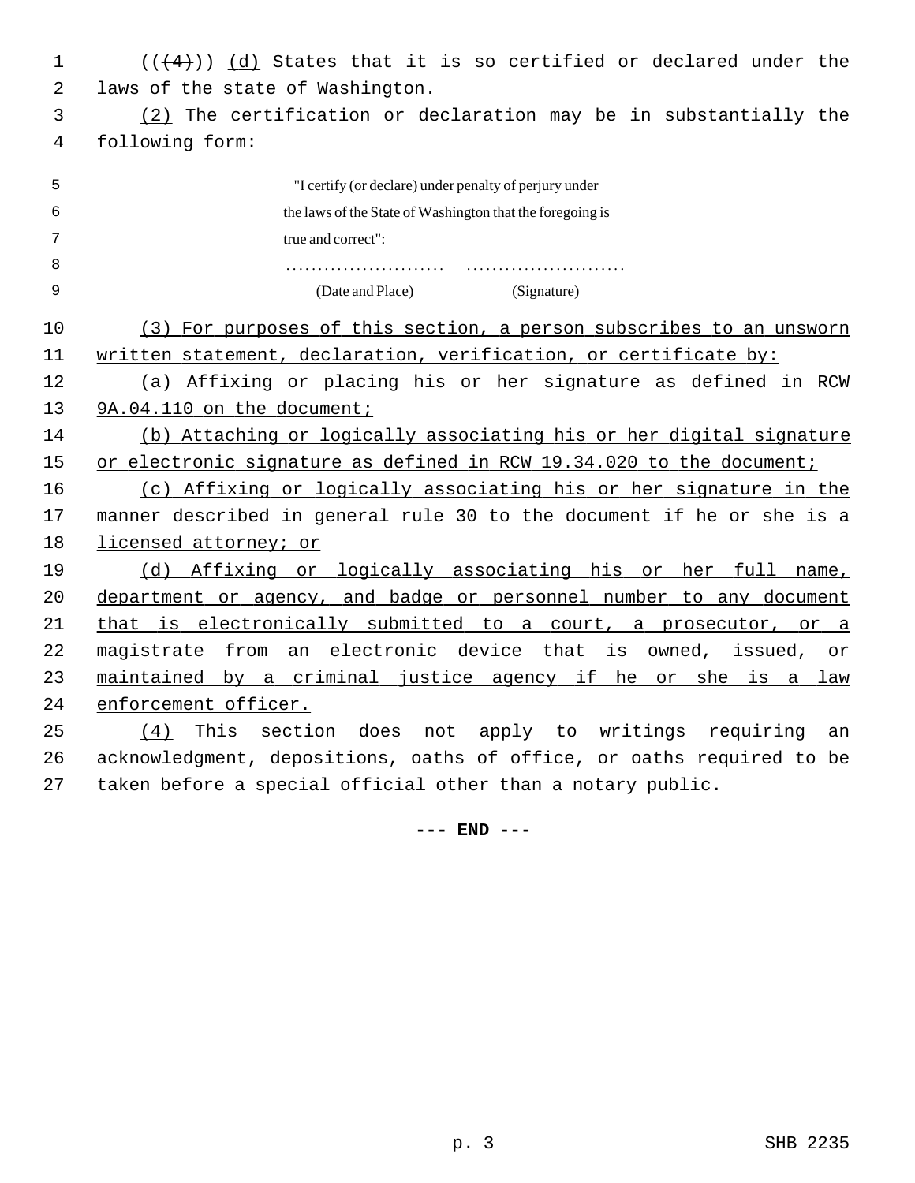(((4))) (d) States that it is so certified or declared under the laws of the state of Washington.

(2) The certification or declaration may be in substantially the following form:

"I certify (or declare) under penalty of perjury under the laws of the State of Washington that the foregoing is true and correct":

.......................... ..........................

(Date and Place) (Signature)

(3) For purposes of this section, a person subscribes to an unsworn written statement, declaration, verification, or certificate by:

(a) Affixing or placing his or her signature as defined in RCW 9A.04.110 on the document;

(b) Attaching or logically associating his or her digital signature or electronic signature as defined in RCW 19.34.020 to the document;

(c) Affixing or logically associating his or her signature in the manner described in general rule 30 to the document if he or she is a licensed attorney; or

(d) Affixing or logically associating his or her full name, department or agency, and badge or personnel number to any document that is electronically submitted to a court, a prosecutor, or a magistrate from an electronic device that is owned, issued, or maintained by a criminal justice agency if he or she is a law enforcement officer.

(4) This section does not apply to writings requiring an acknowledgment, depositions, oaths of office, or oaths required to be taken before a special official other than a notary public.

**--- END ---**